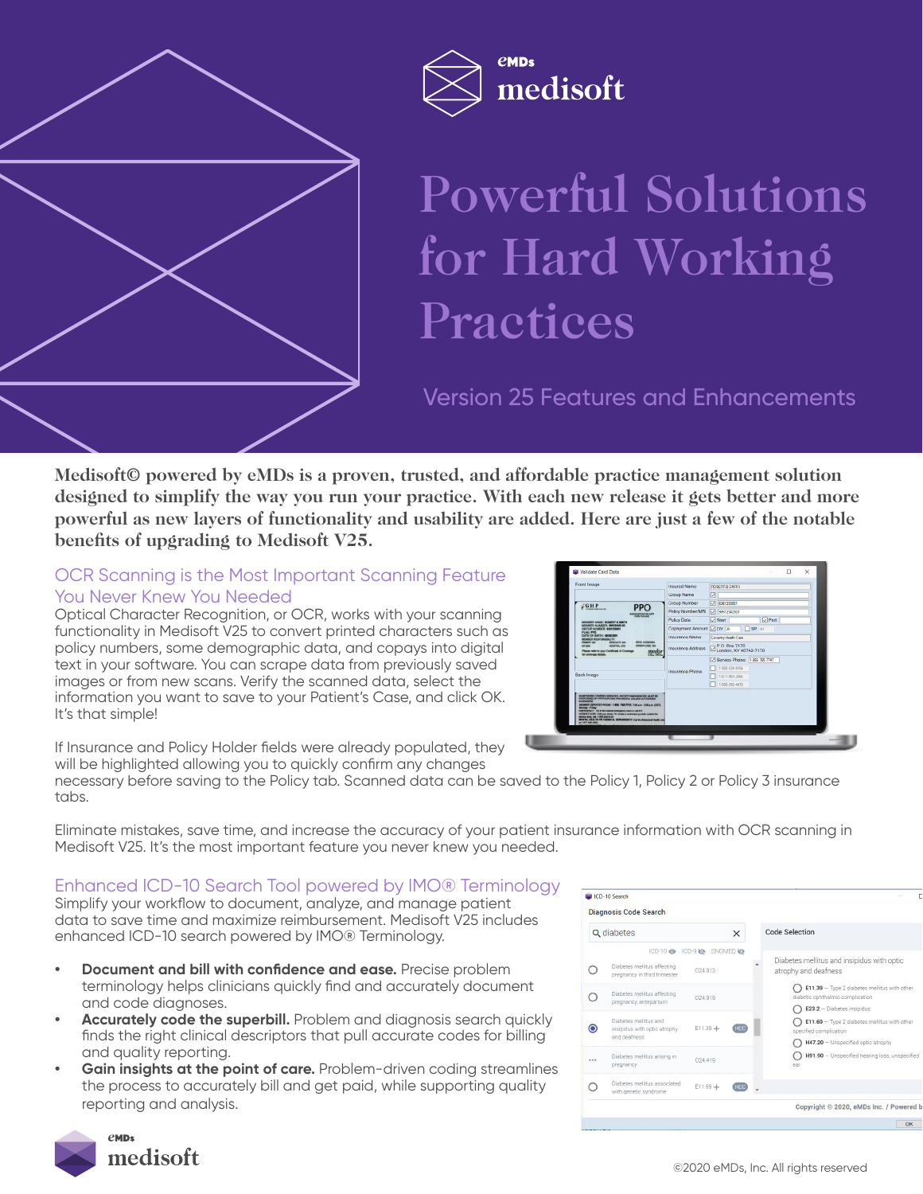eMDs medisoft

# Powerful Solutions for Hard Working Practices

Version 25 Features and Enhancements

**Medisoft© powered by eMDs is a proven, trusted, and affordable practice management solution designed to simplify the way you run your practice. With each new release it gets better and more powerful as new layers of functionality and usability are added. Here are just a few of the notable benefits of upgrading to Medisoft V25.**

## OCR Scanning is the Most Important Scanning Feature You Never Knew You Needed

Optical Character Recognition, or OCR, works with your scanning functionality in Medisoft V25 to convert printed characters such as policy numbers, some demographic data, and copays into digital text in your software. You can scrape data from previously saved images or from new scans. Verify the scanned data, select the information you want to save to your Patient's Case, and click OK. It's that simple!

If Insurance and Policy Holder fields were already populated, they will be highlighted allowing you to quickly confirm any changes necessary before saving to the Policy tab. Scanned data can be saved to the Policy 1, Policy 2 or Policy 3 insurance tabs.

Eliminate mistakes, save time, and increase the accuracy of your patient insurance information with OCR scanning in Medisoft V25. It's the most important feature you never knew you needed.

## Enhanced ICD-10 Search Tool powered by IMO® Terminology

Simplify your workflow to document, analyze, and manage patient data to save time and maximize reimbursement. Medisoft V25 includes enhanced ICD-10 search powered by IMO® Terminology.

- **Document and bill with confidence and ease.** Precise problem terminology helps clinicians quickly find and accurately document and code diagnoses.
- **Accurately code the superbill.** Problem and diagnosis search quickly finds the right clinical descriptors that pull accurate codes for billing and quality reporting.
- **Gain insights at the point of care.** Problem-driven coding streamlines the process to accurately bill and get paid, while supporting quality reporting and analysis.

eMDs medisoft

©2020 eMDs, Inc. All rights reserved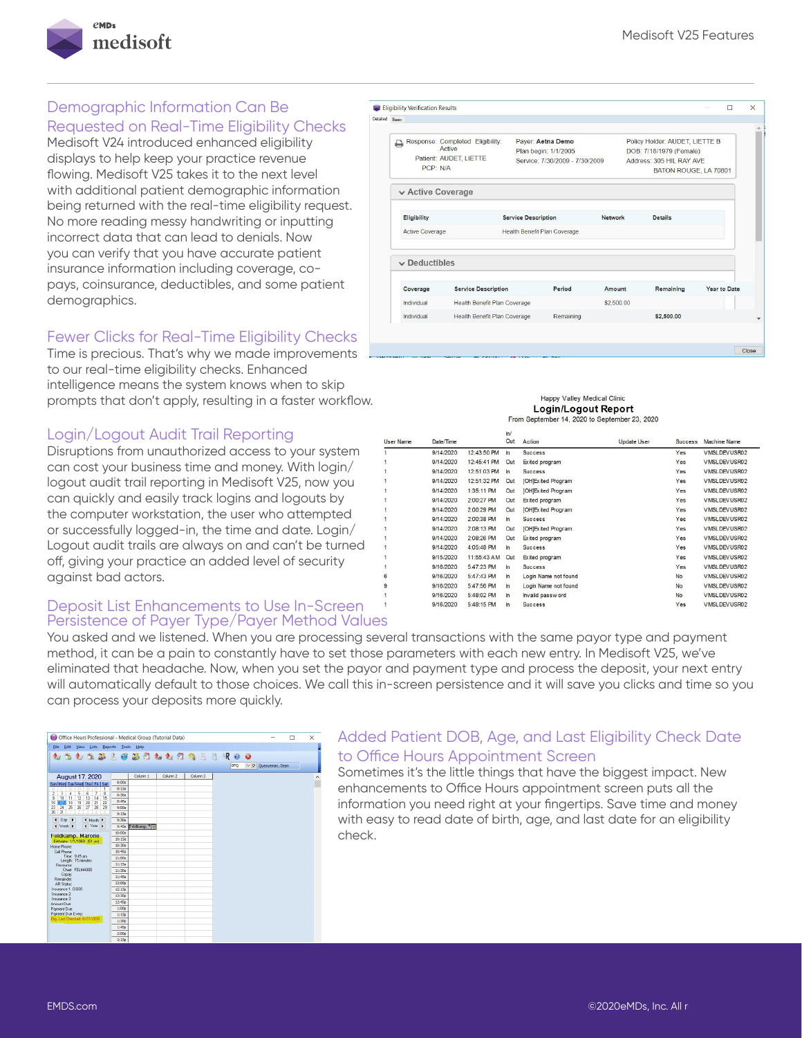## Demographic Information Can Be Requested on Real-Time Eligibility Checks

Medisoft V24 introduced enhanced eligibility displays to help keep your practice revenue flowing. Medisoft V25 takes it to the next level with additional patient demographic information being returned with the real-time eligibility request. No more reading messy handwriting or inputting incorrect data that can lead to denials. Now you can verify that you have accurate patient insurance information including coverage, co-pays, coinsurance, deductibles, and some patient demographics.

## Fewer Clicks for Real-Time Eligibility Checks

Time is precious. That's why we made improvements to our real-time eligibility checks. Enhanced intelligence means the system knows when to skip prompts that don't apply, resulting in a faster workflow.

## Login/Logout Audit Trail Reporting

Disruptions from unauthorized access to your system can cost your business time and money. With login/logout audit trail reporting in Medisoft V25, now you can quickly and easily track logins and logouts by the computer workstation, the user who attempted or successfully logged-in, the time and date. Login/Logout audit trails are always on and can't be turned off, giving your practice an added level of security against bad actors.

## Deposit List Enhancements to Use In-Screen Persistence of Payer Type/Payer Method Values

You asked and we listened. When you are processing several transactions with the same payor type and payment method, it can be a pain to constantly have to set those parameters with each new entry. In Medisoft V25, we've eliminated that headache. Now, when you set the payor and payment type and process the deposit, your next entry will automatically default to those choices. We call this in-screen persistence and it will save you clicks and time so you can process your deposits more quickly.

## Added Patient DOB, Age, and Last Eligibility Check Date to Office Hours Appointment Screen

Sometimes it's the little things that have the biggest impact. New enhancements to Office Hours appointment screen puts all the information you need right at your fingertips. Save time and money with easy to read date of birth, age, and last date for an eligibility check.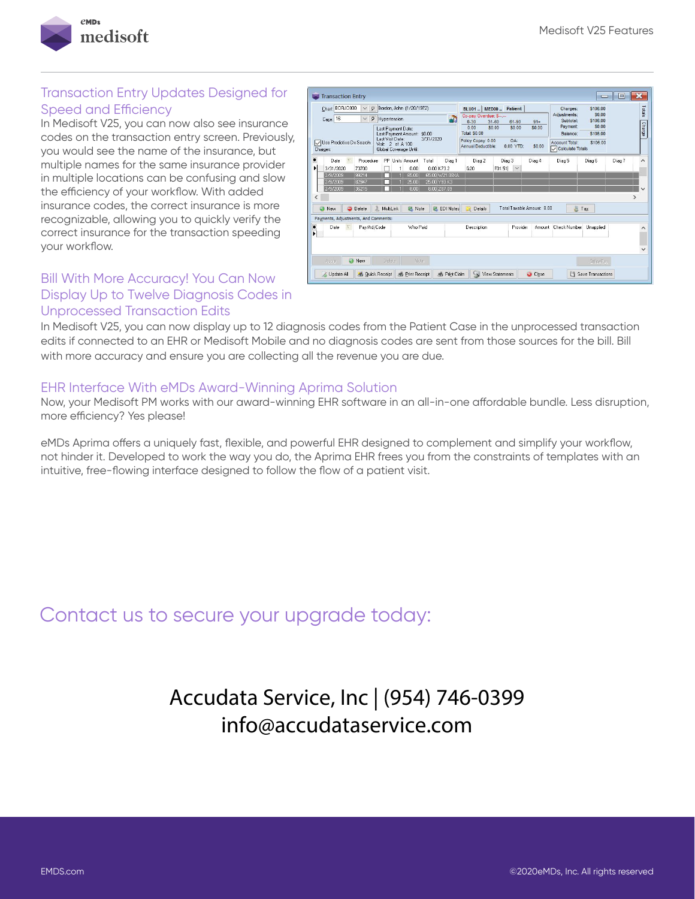## Transaction Entry Updates Designed for Speed and Efficiency

In Medisoft V25, you can now also see insurance codes on the transaction entry screen. Previously, you would see the name of the insurance, but multiple names for the same insurance provider in multiple locations can be confusing and slow the efficiency of your workflow. With added insurance codes, the correct insurance is more recognizable, allowing you to quickly verify the correct insurance for the transaction speeding your workflow.

## Bill With More Accuracy! You Can Now Display Up to Twelve Diagnosis Codes in Unprocessed Transaction Edits

In Medisoft V25, you can now display up to 12 diagnosis codes from the Patient Case in the unprocessed transaction edits if connected to an EHR or Medisoft Mobile and no diagnosis codes are sent from those sources for the bill. Bill with more accuracy and ensure you are collecting all the revenue you are due.

## EHR Interface With eMDs Award-Winning Aprima Solution

Now, your Medisoft PM works with our award-winning EHR software in an all-in-one affordable bundle. Less disruption, more efficiency? Yes please!

eMDs Aprima offers a uniquely fast, flexible, and powerful EHR designed to complement and simplify your workflow, not hinder it. Developed to work the way you do, the Aprima EHR frees you from the constraints of templates with an intuitive, free-flowing interface designed to follow the flow of a patient visit.

# Contact us to secure your upgrade today:

Accudata Service, Inc | (954) 746-0399
info@accudataservice.com

EMDS.com

©2020eMDs, Inc. All rights reserved